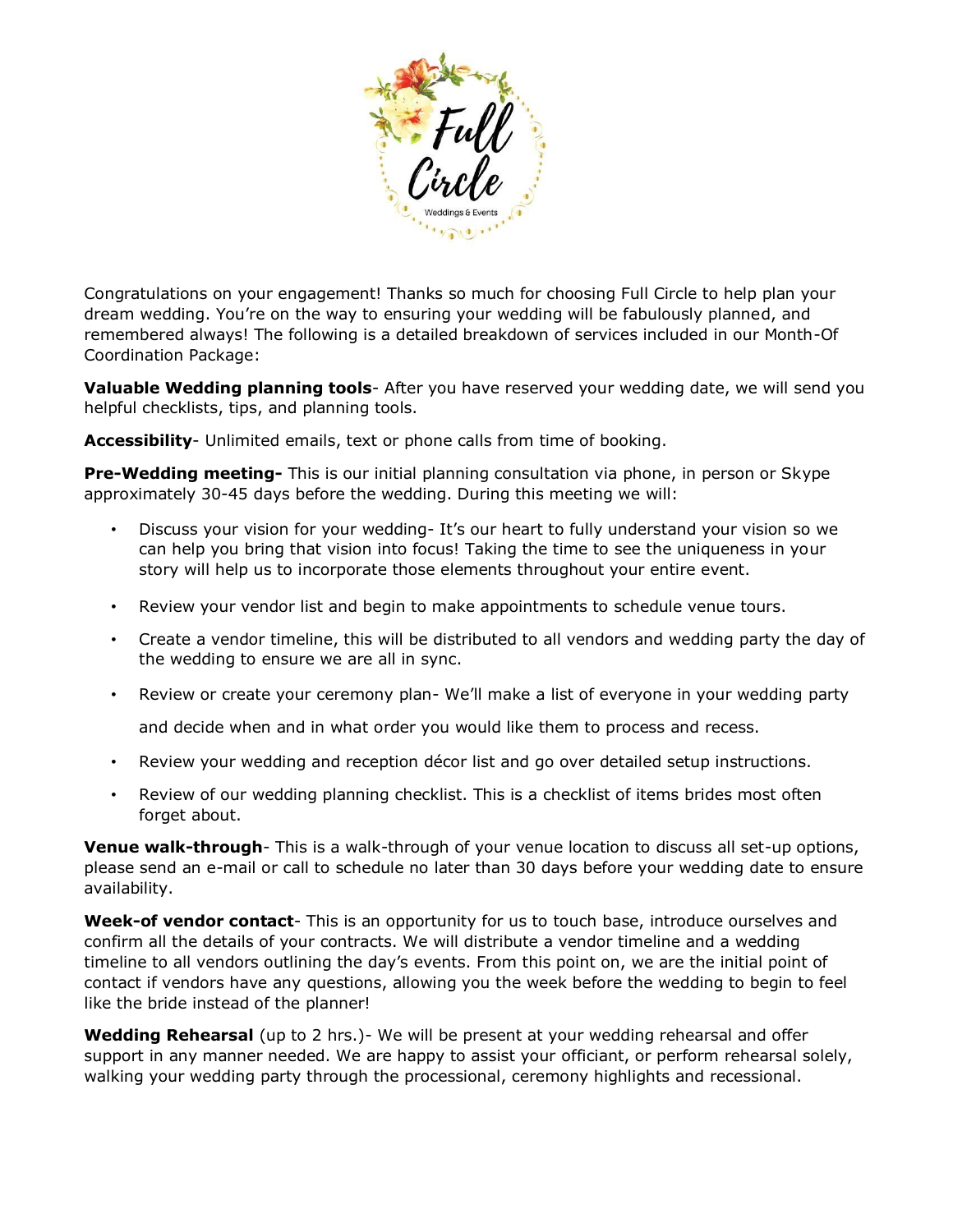Full Circle

Weddings & Events

Congratulations on your engagement! Thanks so much for choosing Full Circle to help plan your dream wedding. You're on the way to ensuring your wedding will be fabulously planned, and remembered always! The following is a detailed breakdown of services included in our Month-Of Coordination Package:

**Valuable Wedding planning tools**- After you have reserved your wedding date, we will send you helpful checklists, tips, and planning tools.

**Accessibility**- Unlimited emails, text or phone calls from time of booking.

**Pre-Wedding meeting-** This is our initial planning consultation via phone, in person or Skype approximately 30-45 days before the wedding. During this meeting we will:

- Discuss your vision for your wedding- It's our heart to fully understand your vision so we can help you bring that vision into focus! Taking the time to see the uniqueness in your story will help us to incorporate those elements throughout your entire event.
- Review your vendor list and begin to make appointments to schedule venue tours.
- Create a vendor timeline, this will be distributed to all vendors and wedding party the day of the wedding to ensure we are all in sync.
- Review or create your ceremony plan- We'll make a list of everyone in your wedding party and decide when and in what order you would like them to process and recess.
- Review your wedding and reception décor list and go over detailed setup instructions.
- Review of our wedding planning checklist. This is a checklist of items brides most often forget about.

**Venue walk-through**- This is a walk-through of your venue location to discuss all set-up options, please send an e-mail or call to schedule no later than 30 days before your wedding date to ensure availability.

**Week-of vendor contact**- This is an opportunity for us to touch base, introduce ourselves and confirm all the details of your contracts. We will distribute a vendor timeline and a wedding timeline to all vendors outlining the day's events. From this point on, we are the initial point of contact if vendors have any questions, allowing you the week before the wedding to begin to feel like the bride instead of the planner!

**Wedding Rehearsal** (up to 2 hrs.)- We will be present at your wedding rehearsal and offer support in any manner needed. We are happy to assist your officiant, or perform rehearsal solely, walking your wedding party through the processional, ceremony highlights and recessional.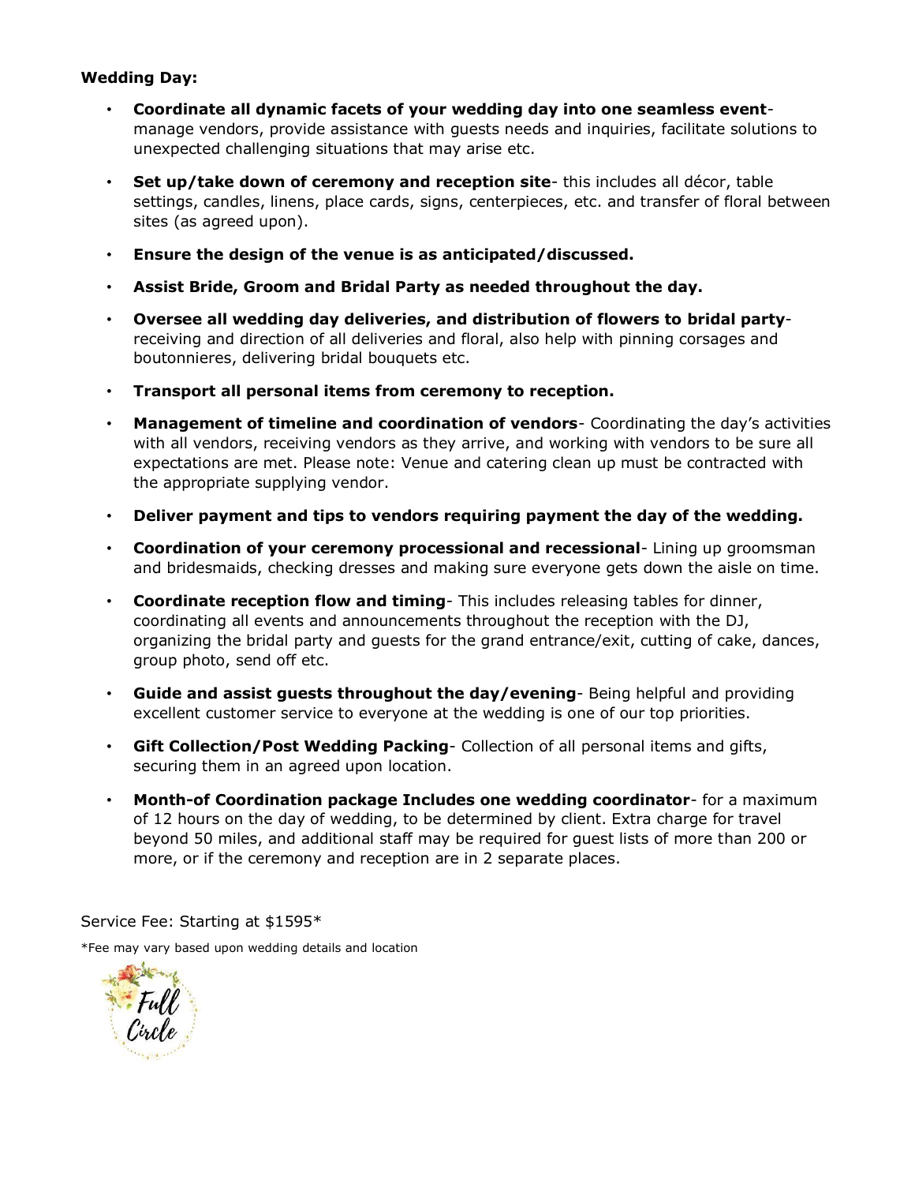**Wedding Day:**

- **Coordinate all dynamic facets of your wedding day into one seamless event**- manage vendors, provide assistance with guests needs and inquiries, facilitate solutions to unexpected challenging situations that may arise etc.
- **Set up/take down of ceremony and reception site**- this includes all décor, table settings, candles, linens, place cards, signs, centerpieces, etc. and transfer of floral between sites (as agreed upon).
- **Ensure the design of the venue is as anticipated/discussed.**
- **Assist Bride, Groom and Bridal Party as needed throughout the day.**
- **Oversee all wedding day deliveries, and distribution of flowers to bridal party**- receiving and direction of all deliveries and floral, also help with pinning corsages and boutonnieres, delivering bridal bouquets etc.
- **Transport all personal items from ceremony to reception.**
- **Management of timeline and coordination of vendors**- Coordinating the day's activities with all vendors, receiving vendors as they arrive, and working with vendors to be sure all expectations are met. Please note: Venue and catering clean up must be contracted with the appropriate supplying vendor.
- **Deliver payment and tips to vendors requiring payment the day of the wedding.**
- **Coordination of your ceremony processional and recessional**- Lining up groomsman and bridesmaids, checking dresses and making sure everyone gets down the aisle on time.
- **Coordinate reception flow and timing**- This includes releasing tables for dinner, coordinating all events and announcements throughout the reception with the DJ, organizing the bridal party and guests for the grand entrance/exit, cutting of cake, dances, group photo, send off etc.
- **Guide and assist guests throughout the day/evening**- Being helpful and providing excellent customer service to everyone at the wedding is one of our top priorities.
- **Gift Collection/Post Wedding Packing**- Collection of all personal items and gifts, securing them in an agreed upon location.
- **Month-of Coordination package Includes one wedding coordinator**- for a maximum of 12 hours on the day of wedding, to be determined by client. Extra charge for travel beyond 50 miles, and additional staff may be required for guest lists of more than 200 or more, or if the ceremony and reception are in 2 separate places.

Service Fee: Starting at $1595*

*Fee may vary based upon wedding details and location

Full Circle